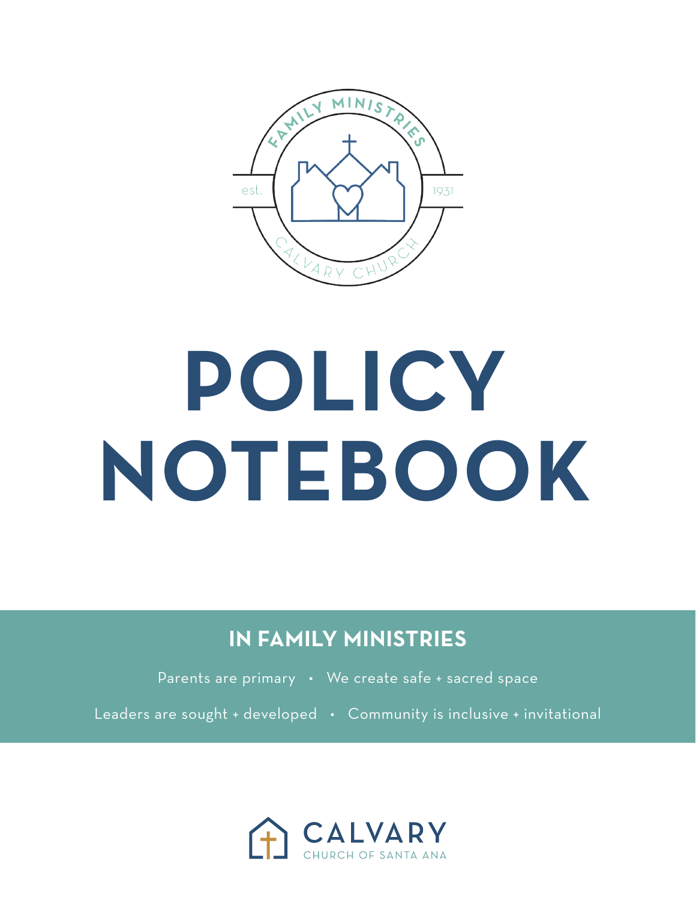FAMILY MINISTRIES

est. 1931

CALVARY CHURCH

# POLICY NOTEBOOK

## IN FAMILY MINISTRIES

Parents are primary • We create safe + sacred space

Leaders are sought + developed • Community is inclusive + invitational

CALVARY

CHURCH OF SANTA ANA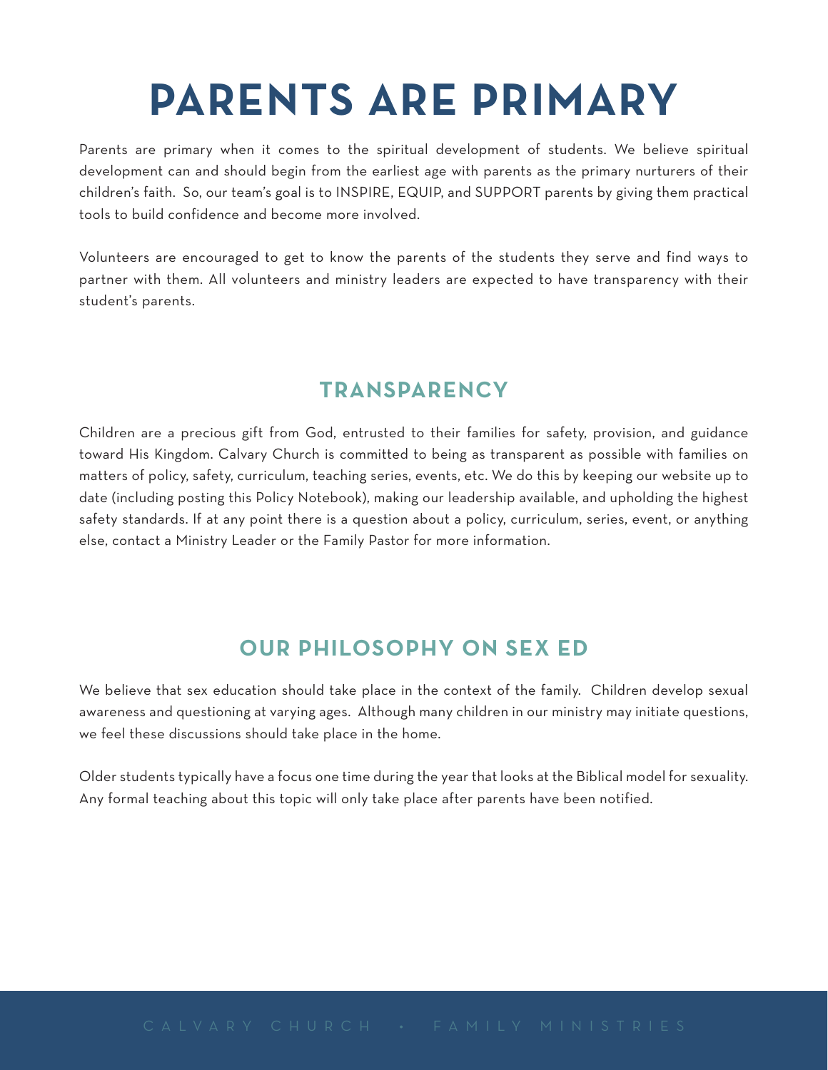# PARENTS ARE PRIMARY

Parents are primary when it comes to the spiritual development of students. We believe spiritual development can and should begin from the earliest age with parents as the primary nurturers of their children's faith. So, our team's goal is to INSPIRE, EQUIP, and SUPPORT parents by giving them practical tools to build confidence and become more involved.

Volunteers are encouraged to get to know the parents of the students they serve and find ways to partner with them. All volunteers and ministry leaders are expected to have transparency with their student's parents.

## TRANSPARENCY

Children are a precious gift from God, entrusted to their families for safety, provision, and guidance toward His Kingdom. Calvary Church is committed to being as transparent as possible with families on matters of policy, safety, curriculum, teaching series, events, etc. We do this by keeping our website up to date (including posting this Policy Notebook), making our leadership available, and upholding the highest safety standards. If at any point there is a question about a policy, curriculum, series, event, or anything else, contact a Ministry Leader or the Family Pastor for more information.

## OUR PHILOSOPHY ON SEX ED

We believe that sex education should take place in the context of the family. Children develop sexual awareness and questioning at varying ages. Although many children in our ministry may initiate questions, we feel these discussions should take place in the home.

Older students typically have a focus one time during the year that looks at the Biblical model for sexuality. Any formal teaching about this topic will only take place after parents have been notified.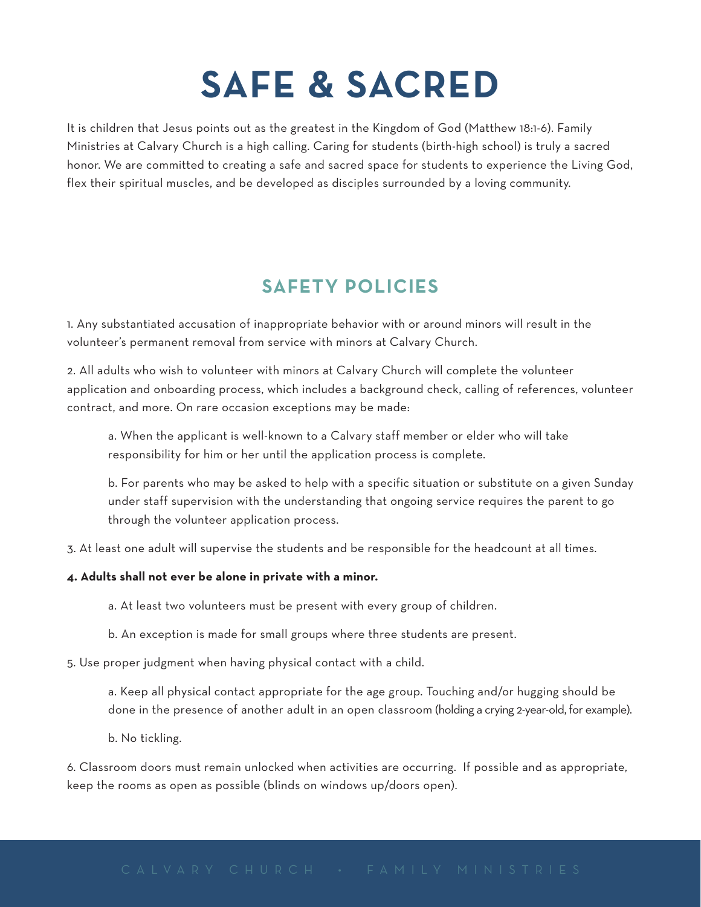# SAFE & SACRED

It is children that Jesus points out as the greatest in the Kingdom of God (Matthew 18:1-6). Family Ministries at Calvary Church is a high calling. Caring for students (birth-high school) is truly a sacred honor. We are committed to creating a safe and sacred space for students to experience the Living God, flex their spiritual muscles, and be developed as disciples surrounded by a loving community.

## SAFETY POLICIES

1. Any substantiated accusation of inappropriate behavior with or around minors will result in the volunteer's permanent removal from service with minors at Calvary Church.

2. All adults who wish to volunteer with minors at Calvary Church will complete the volunteer application and onboarding process, which includes a background check, calling of references, volunteer contract, and more. On rare occasion exceptions may be made:

    a. When the applicant is well-known to a Calvary staff member or elder who will take responsibility for him or her until the application process is complete.

    b. For parents who may be asked to help with a specific situation or substitute on a given Sunday under staff supervision with the understanding that ongoing service requires the parent to go through the volunteer application process.

3. At least one adult will supervise the students and be responsible for the headcount at all times.

**4. Adults shall not ever be alone in private with a minor.**

    a. At least two volunteers must be present with every group of children.

    b. An exception is made for small groups where three students are present.

5. Use proper judgment when having physical contact with a child.

    a. Keep all physical contact appropriate for the age group. Touching and/or hugging should be done in the presence of another adult in an open classroom (holding a crying 2-year-old, for example).

    b. No tickling.

6. Classroom doors must remain unlocked when activities are occurring. If possible and as appropriate, keep the rooms as open as possible (blinds on windows up/doors open).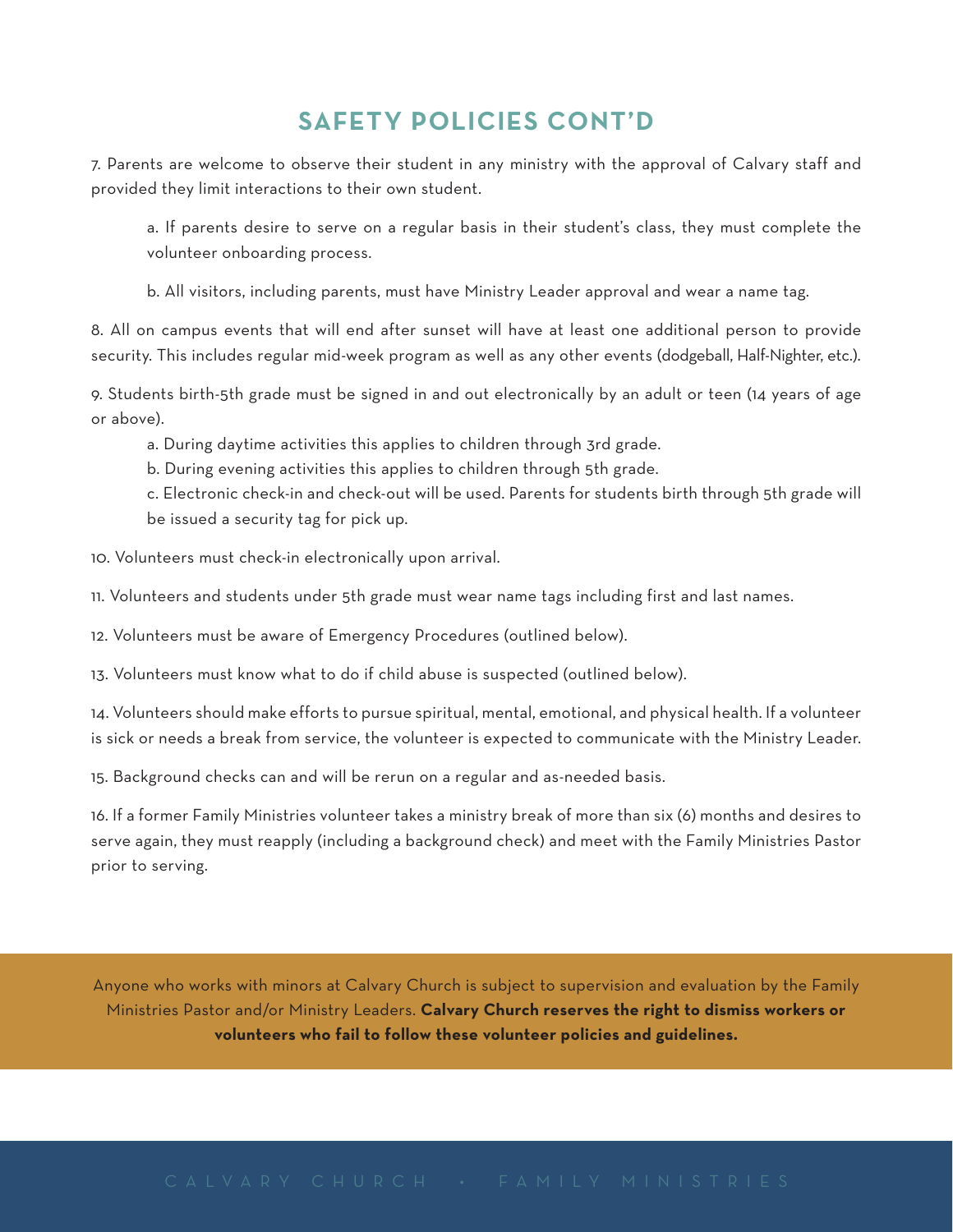## SAFETY POLICIES CONT'D

7. Parents are welcome to observe their student in any ministry with the approval of Calvary staff and provided they limit interactions to their own student.

   a. If parents desire to serve on a regular basis in their student's class, they must complete the volunteer onboarding process.

   b. All visitors, including parents, must have Ministry Leader approval and wear a name tag.

8. All on campus events that will end after sunset will have at least one additional person to provide security. This includes regular mid-week program as well as any other events (dodgeball, Half-Nighter, etc.).

9. Students birth-5th grade must be signed in and out electronically by an adult or teen (14 years of age or above).

   a. During daytime activities this applies to children through 3rd grade.

   b. During evening activities this applies to children through 5th grade.

   c. Electronic check-in and check-out will be used. Parents for students birth through 5th grade will be issued a security tag for pick up.

10. Volunteers must check-in electronically upon arrival.

11. Volunteers and students under 5th grade must wear name tags including first and last names.

12. Volunteers must be aware of Emergency Procedures (outlined below).

13. Volunteers must know what to do if child abuse is suspected (outlined below).

14. Volunteers should make efforts to pursue spiritual, mental, emotional, and physical health. If a volunteer is sick or needs a break from service, the volunteer is expected to communicate with the Ministry Leader.

15. Background checks can and will be rerun on a regular and as-needed basis.

16. If a former Family Ministries volunteer takes a ministry break of more than six (6) months and desires to serve again, they must reapply (including a background check) and meet with the Family Ministries Pastor prior to serving.

Anyone who works with minors at Calvary Church is subject to supervision and evaluation by the Family Ministries Pastor and/or Ministry Leaders. **Calvary Church reserves the right to dismiss workers or volunteers who fail to follow these volunteer policies and guidelines.**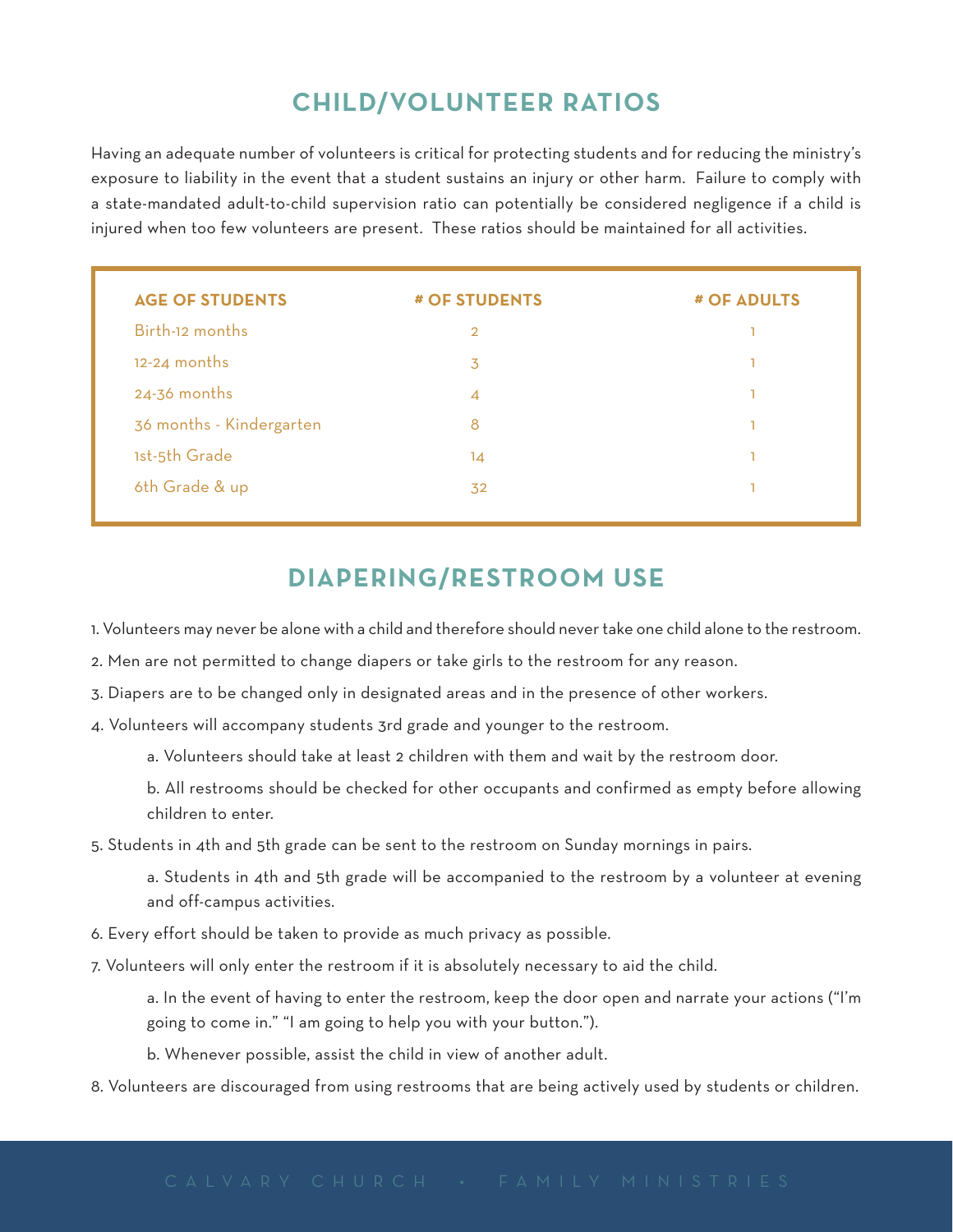## CHILD/VOLUNTEER RATIOS

Having an adequate number of volunteers is critical for protecting students and for reducing the ministry's exposure to liability in the event that a student sustains an injury or other harm. Failure to comply with a state-mandated adult-to-child supervision ratio can potentially be considered negligence if a child is injured when too few volunteers are present. These ratios should be maintained for all activities.

| AGE OF STUDENTS | # OF STUDENTS | # OF ADULTS |
|---|---|---|
| Birth-12 months | 2 | 1 |
| 12-24 months | 3 | 1 |
| 24-36 months | 4 | 1 |
| 36 months - Kindergarten | 8 | 1 |
| 1st-5th Grade | 14 | 1 |
| 6th Grade & up | 32 | 1 |

## DIAPERING/RESTROOM USE

1. Volunteers may never be alone with a child and therefore should never take one child alone to the restroom.
2. Men are not permitted to change diapers or take girls to the restroom for any reason.
3. Diapers are to be changed only in designated areas and in the presence of other workers.
4. Volunteers will accompany students 3rd grade and younger to the restroom.
    a. Volunteers should take at least 2 children with them and wait by the restroom door.
    b. All restrooms should be checked for other occupants and confirmed as empty before allowing children to enter.
5. Students in 4th and 5th grade can be sent to the restroom on Sunday mornings in pairs.
    a. Students in 4th and 5th grade will be accompanied to the restroom by a volunteer at evening and off-campus activities.
6. Every effort should be taken to provide as much privacy as possible.
7. Volunteers will only enter the restroom if it is absolutely necessary to aid the child.
    a. In the event of having to enter the restroom, keep the door open and narrate your actions ("I'm going to come in." "I am going to help you with your button.").
    b. Whenever possible, assist the child in view of another adult.
8. Volunteers are discouraged from using restrooms that are being actively used by students or children.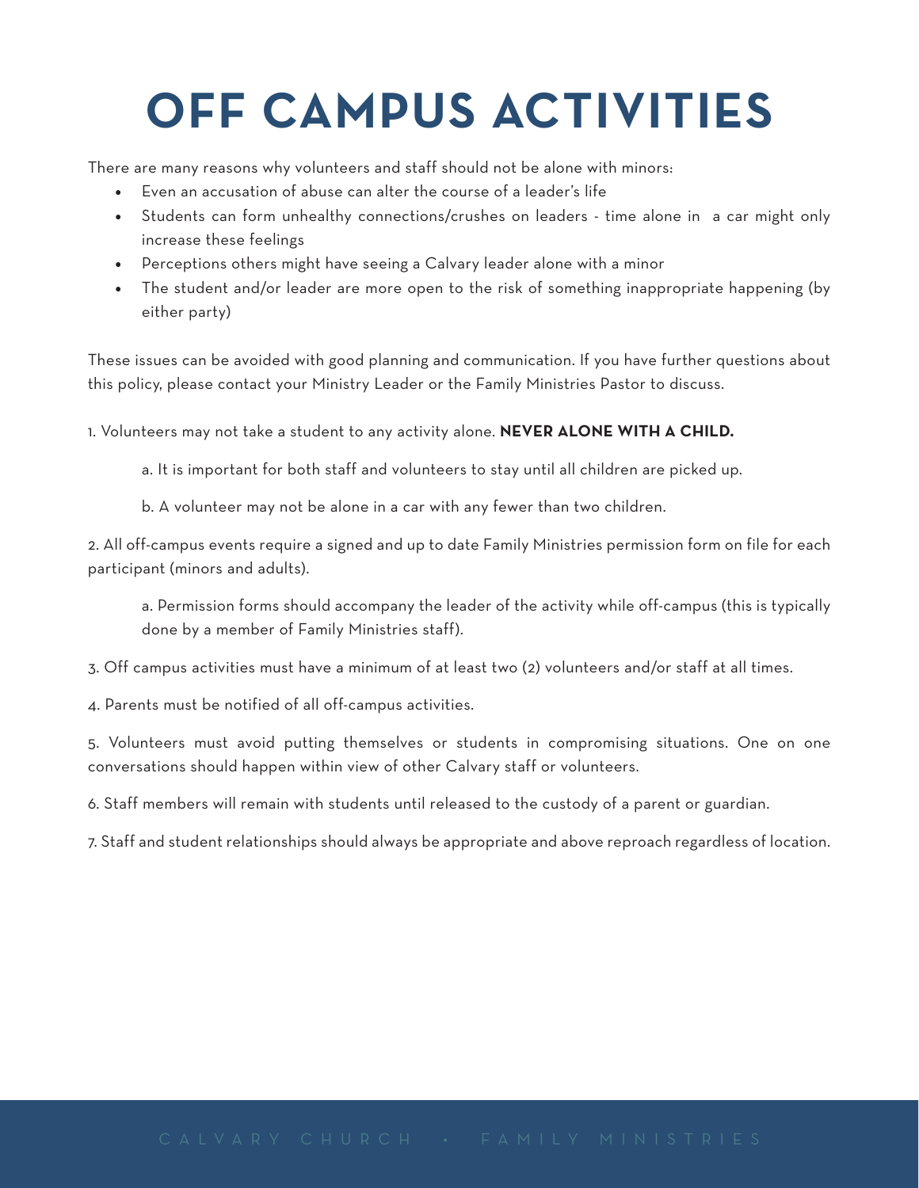# OFF CAMPUS ACTIVITIES

There are many reasons why volunteers and staff should not be alone with minors:

- Even an accusation of abuse can alter the course of a leader's life
- Students can form unhealthy connections/crushes on leaders - time alone in a car might only increase these feelings
- Perceptions others might have seeing a Calvary leader alone with a minor
- The student and/or leader are more open to the risk of something inappropriate happening (by either party)

These issues can be avoided with good planning and communication. If you have further questions about this policy, please contact your Ministry Leader or the Family Ministries Pastor to discuss.

1. Volunteers may not take a student to any activity alone. **NEVER ALONE WITH A CHILD.**

   a. It is important for both staff and volunteers to stay until all children are picked up.

   b. A volunteer may not be alone in a car with any fewer than two children.

2. All off-campus events require a signed and up to date Family Ministries permission form on file for each participant (minors and adults).

   a. Permission forms should accompany the leader of the activity while off-campus (this is typically done by a member of Family Ministries staff).

3. Off campus activities must have a minimum of at least two (2) volunteers and/or staff at all times.

4. Parents must be notified of all off-campus activities.

5. Volunteers must avoid putting themselves or students in compromising situations. One on one conversations should happen within view of other Calvary staff or volunteers.

6. Staff members will remain with students until released to the custody of a parent or guardian.

7. Staff and student relationships should always be appropriate and above reproach regardless of location.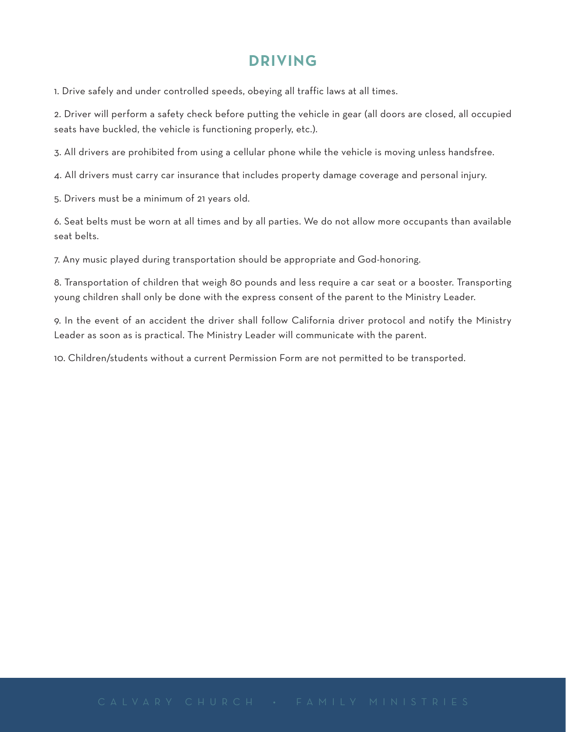# DRIVING

1. Drive safely and under controlled speeds, obeying all traffic laws at all times.

2. Driver will perform a safety check before putting the vehicle in gear (all doors are closed, all occupied seats have buckled, the vehicle is functioning properly, etc.).

3. All drivers are prohibited from using a cellular phone while the vehicle is moving unless handsfree.

4. All drivers must carry car insurance that includes property damage coverage and personal injury.

5. Drivers must be a minimum of 21 years old.

6. Seat belts must be worn at all times and by all parties. We do not allow more occupants than available seat belts.

7. Any music played during transportation should be appropriate and God-honoring.

8. Transportation of children that weigh 80 pounds and less require a car seat or a booster. Transporting young children shall only be done with the express consent of the parent to the Ministry Leader.

9. In the event of an accident the driver shall follow California driver protocol and notify the Ministry Leader as soon as is practical. The Ministry Leader will communicate with the parent.

10. Children/students without a current Permission Form are not permitted to be transported.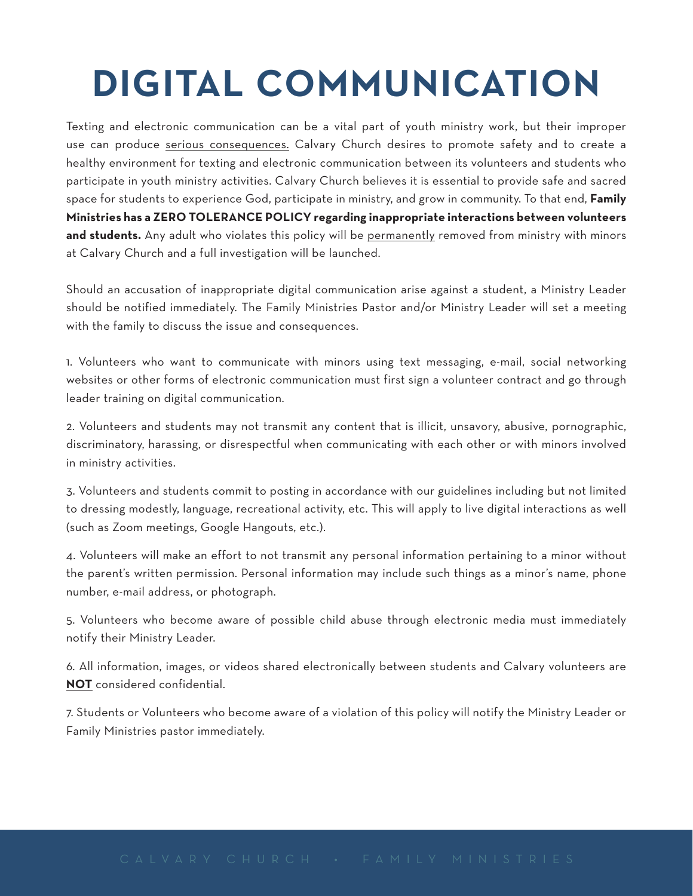# DIGITAL COMMUNICATION

Texting and electronic communication can be a vital part of youth ministry work, but their improper use can produce serious consequences. Calvary Church desires to promote safety and to create a healthy environment for texting and electronic communication between its volunteers and students who participate in youth ministry activities. Calvary Church believes it is essential to provide safe and sacred space for students to experience God, participate in ministry, and grow in community. To that end, **Family Ministries has a ZERO TOLERANCE POLICY regarding inappropriate interactions between volunteers and students.** Any adult who violates this policy will be permanently removed from ministry with minors at Calvary Church and a full investigation will be launched.

Should an accusation of inappropriate digital communication arise against a student, a Ministry Leader should be notified immediately. The Family Ministries Pastor and/or Ministry Leader will set a meeting with the family to discuss the issue and consequences.

1. Volunteers who want to communicate with minors using text messaging, e-mail, social networking websites or other forms of electronic communication must first sign a volunteer contract and go through leader training on digital communication.

2. Volunteers and students may not transmit any content that is illicit, unsavory, abusive, pornographic, discriminatory, harassing, or disrespectful when communicating with each other or with minors involved in ministry activities.

3. Volunteers and students commit to posting in accordance with our guidelines including but not limited to dressing modestly, language, recreational activity, etc. This will apply to live digital interactions as well (such as Zoom meetings, Google Hangouts, etc.).

4. Volunteers will make an effort to not transmit any personal information pertaining to a minor without the parent's written permission. Personal information may include such things as a minor's name, phone number, e-mail address, or photograph.

5. Volunteers who become aware of possible child abuse through electronic media must immediately notify their Ministry Leader.

6. All information, images, or videos shared electronically between students and Calvary volunteers are **NOT** considered confidential.

7. Students or Volunteers who become aware of a violation of this policy will notify the Ministry Leader or Family Ministries pastor immediately.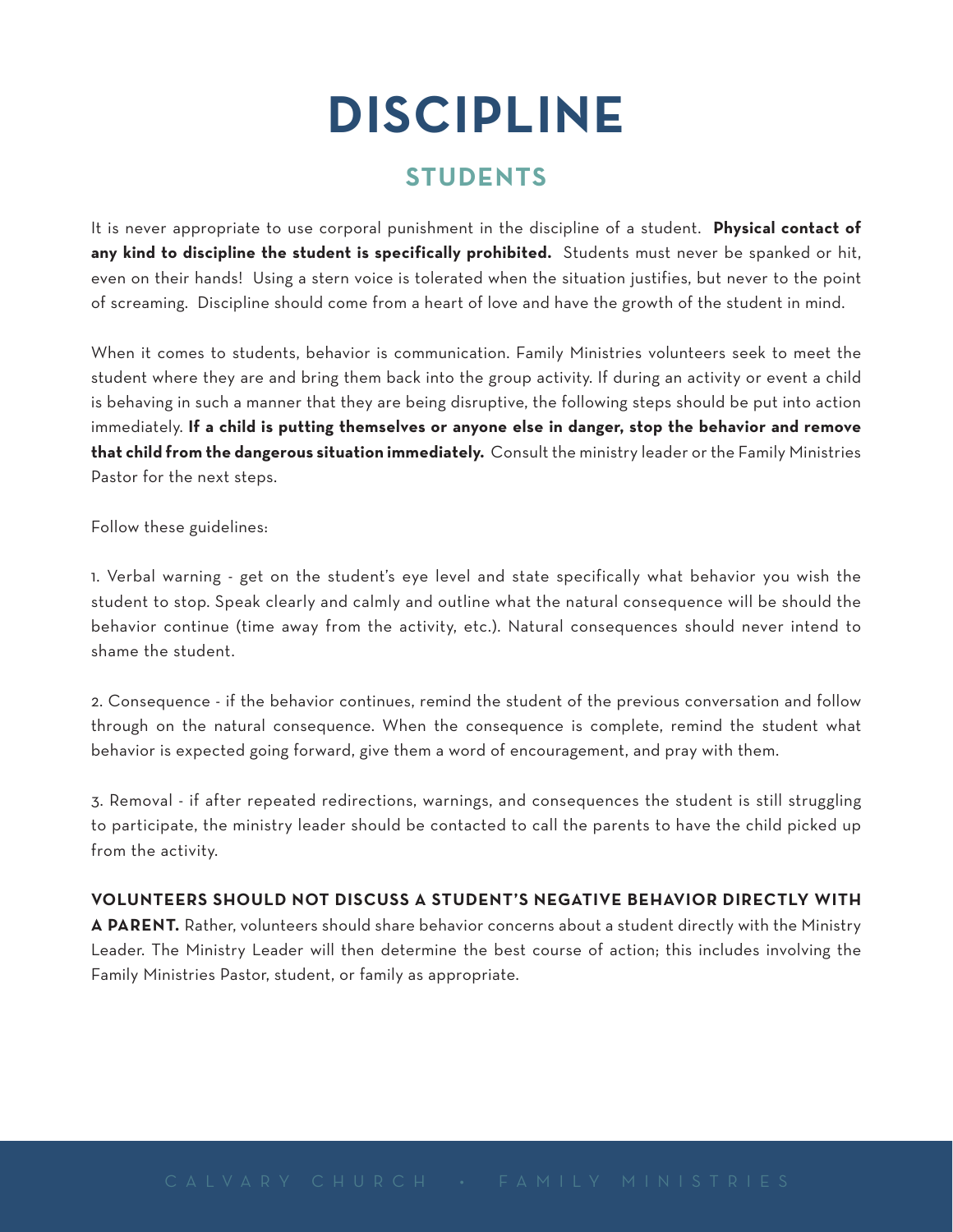# DISCIPLINE

## STUDENTS

It is never appropriate to use corporal punishment in the discipline of a student. **Physical contact of any kind to discipline the student is specifically prohibited.** Students must never be spanked or hit, even on their hands! Using a stern voice is tolerated when the situation justifies, but never to the point of screaming. Discipline should come from a heart of love and have the growth of the student in mind.

When it comes to students, behavior is communication. Family Ministries volunteers seek to meet the student where they are and bring them back into the group activity. If during an activity or event a child is behaving in such a manner that they are being disruptive, the following steps should be put into action immediately. **If a child is putting themselves or anyone else in danger, stop the behavior and remove that child from the dangerous situation immediately.** Consult the ministry leader or the Family Ministries Pastor for the next steps.

Follow these guidelines:

1. Verbal warning - get on the student's eye level and state specifically what behavior you wish the student to stop. Speak clearly and calmly and outline what the natural consequence will be should the behavior continue (time away from the activity, etc.). Natural consequences should never intend to shame the student.

2. Consequence - if the behavior continues, remind the student of the previous conversation and follow through on the natural consequence. When the consequence is complete, remind the student what behavior is expected going forward, give them a word of encouragement, and pray with them.

3. Removal - if after repeated redirections, warnings, and consequences the student is still struggling to participate, the ministry leader should be contacted to call the parents to have the child picked up from the activity.

**VOLUNTEERS SHOULD NOT DISCUSS A STUDENT'S NEGATIVE BEHAVIOR DIRECTLY WITH A PARENT.** Rather, volunteers should share behavior concerns about a student directly with the Ministry Leader. The Ministry Leader will then determine the best course of action; this includes involving the Family Ministries Pastor, student, or family as appropriate.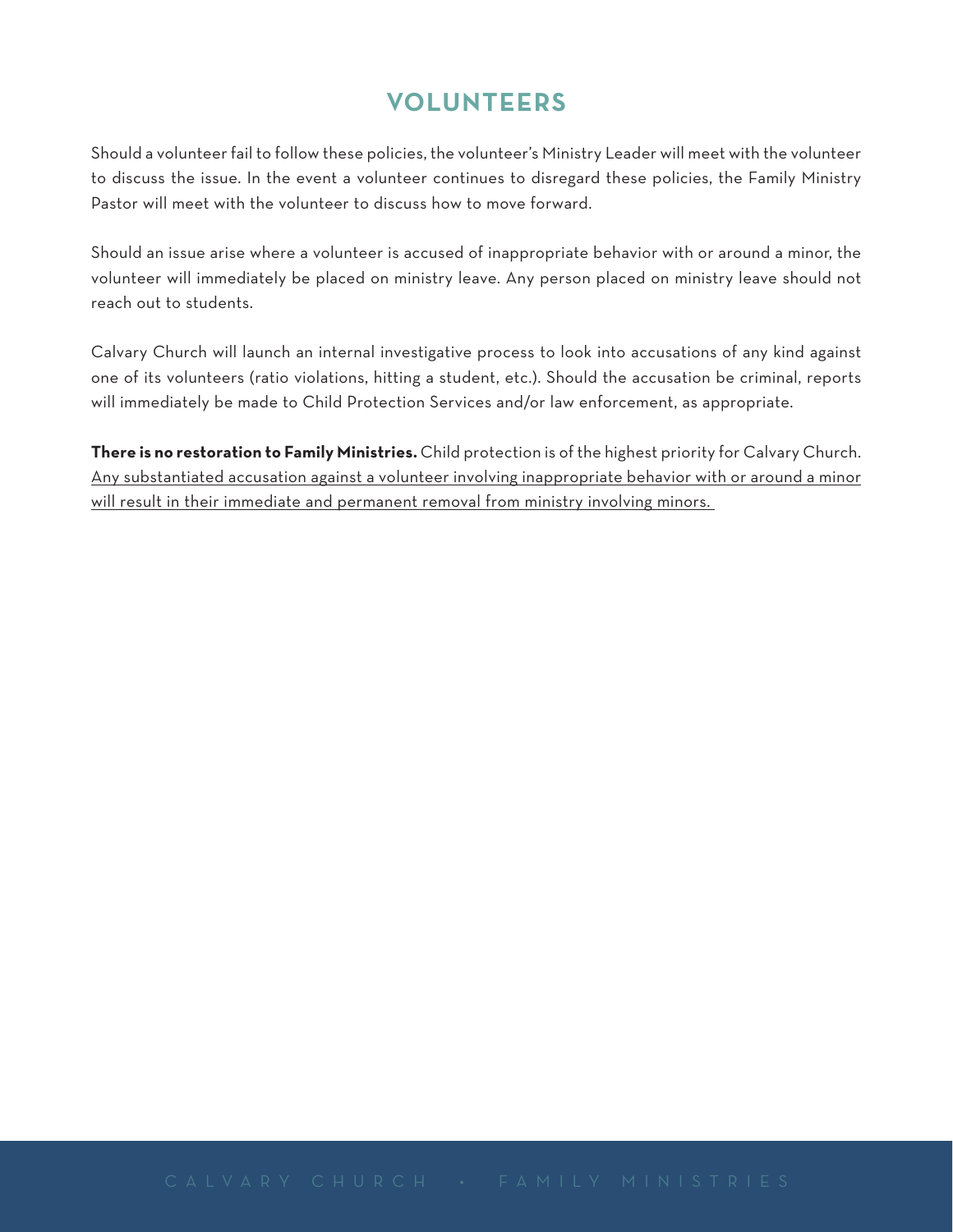# VOLUNTEERS

Should a volunteer fail to follow these policies, the volunteer's Ministry Leader will meet with the volunteer to discuss the issue. In the event a volunteer continues to disregard these policies, the Family Ministry Pastor will meet with the volunteer to discuss how to move forward.

Should an issue arise where a volunteer is accused of inappropriate behavior with or around a minor, the volunteer will immediately be placed on ministry leave. Any person placed on ministry leave should not reach out to students.

Calvary Church will launch an internal investigative process to look into accusations of any kind against one of its volunteers (ratio violations, hitting a student, etc.). Should the accusation be criminal, reports will immediately be made to Child Protection Services and/or law enforcement, as appropriate.

**There is no restoration to Family Ministries.** Child protection is of the highest priority for Calvary Church. <u>Any substantiated accusation against a volunteer involving inappropriate behavior with or around a minor will result in their immediate and permanent removal from ministry involving minors.</u>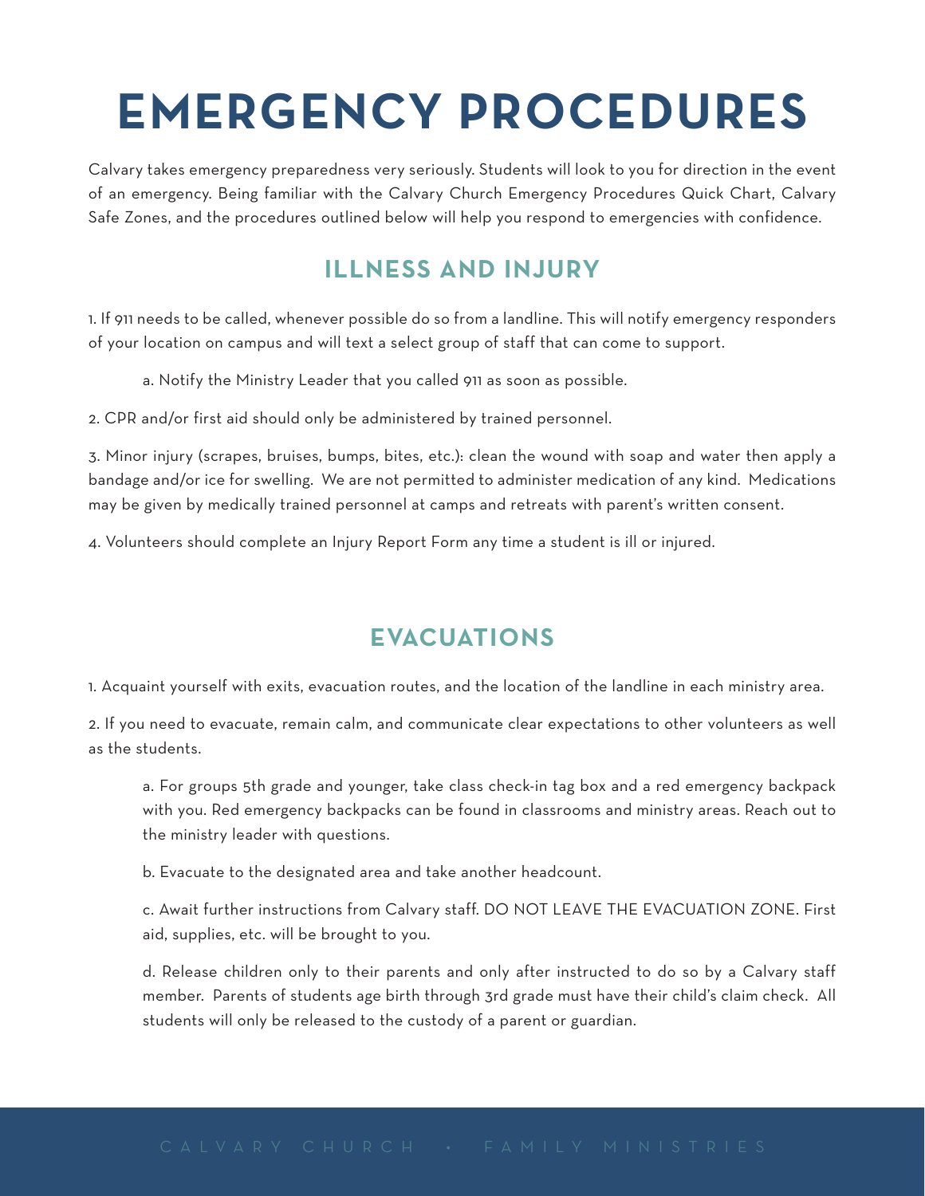# EMERGENCY PROCEDURES

Calvary takes emergency preparedness very seriously. Students will look to you for direction in the event of an emergency. Being familiar with the Calvary Church Emergency Procedures Quick Chart, Calvary Safe Zones, and the procedures outlined below will help you respond to emergencies with confidence.

## ILLNESS AND INJURY

1. If 911 needs to be called, whenever possible do so from a landline. This will notify emergency responders of your location on campus and will text a select group of staff that can come to support.

    a. Notify the Ministry Leader that you called 911 as soon as possible.

2. CPR and/or first aid should only be administered by trained personnel.

3. Minor injury (scrapes, bruises, bumps, bites, etc.): clean the wound with soap and water then apply a bandage and/or ice for swelling. We are not permitted to administer medication of any kind. Medications may be given by medically trained personnel at camps and retreats with parent's written consent.

4. Volunteers should complete an Injury Report Form any time a student is ill or injured.

## EVACUATIONS

1. Acquaint yourself with exits, evacuation routes, and the location of the landline in each ministry area.

2. If you need to evacuate, remain calm, and communicate clear expectations to other volunteers as well as the students.

    a. For groups 5th grade and younger, take class check-in tag box and a red emergency backpack with you. Red emergency backpacks can be found in classrooms and ministry areas. Reach out to the ministry leader with questions.

    b. Evacuate to the designated area and take another headcount.

    c. Await further instructions from Calvary staff. DO NOT LEAVE THE EVACUATION ZONE. First aid, supplies, etc. will be brought to you.

    d. Release children only to their parents and only after instructed to do so by a Calvary staff member. Parents of students age birth through 3rd grade must have their child's claim check. All students will only be released to the custody of a parent or guardian.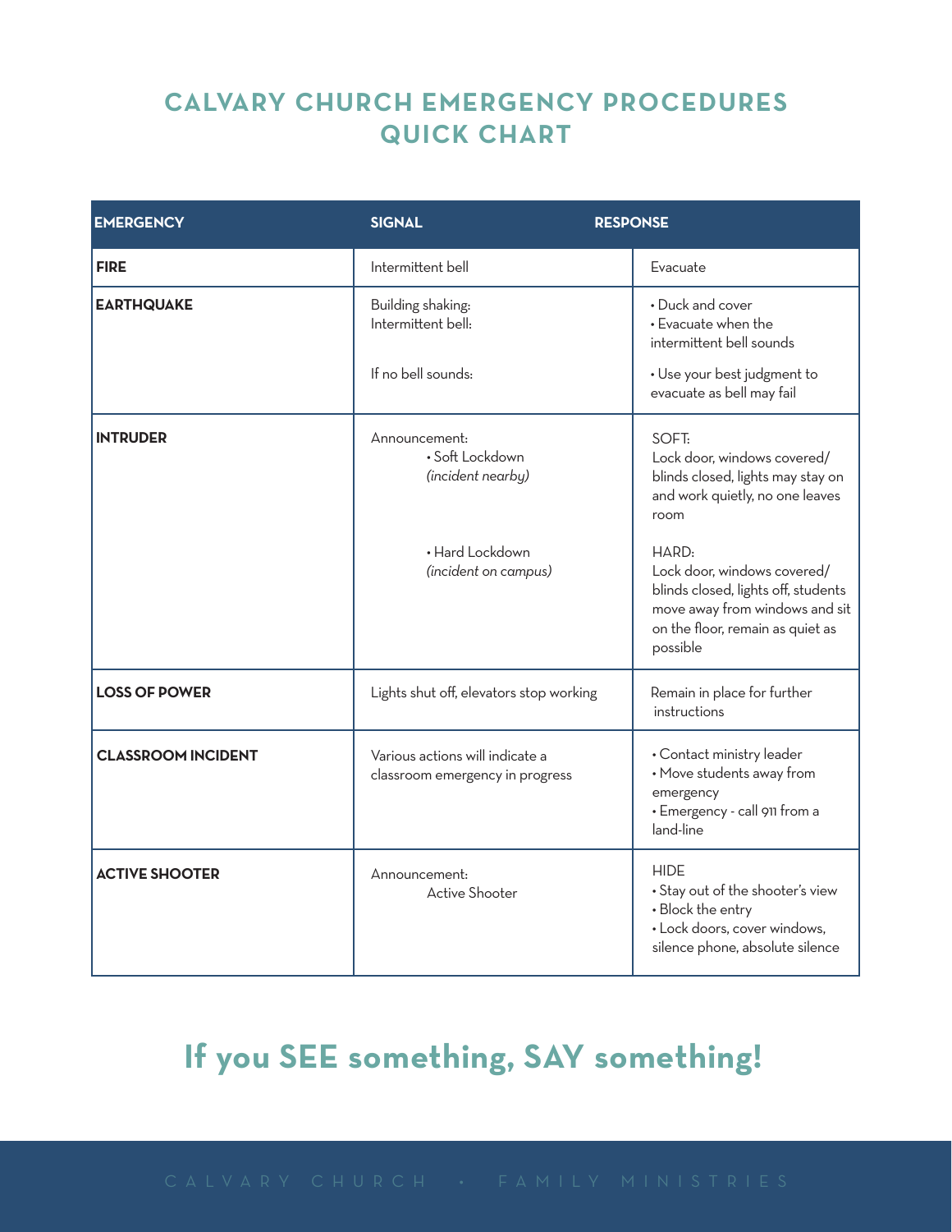# CALVARY CHURCH EMERGENCY PROCEDURES QUICK CHART

| EMERGENCY | SIGNAL | RESPONSE |
|---|---|---|
| **FIRE** | Intermittent bell | Evacuate |
| **EARTHQUAKE** | Building shaking:<br>Intermittent bell:<br><br>If no bell sounds: | • Duck and cover<br>• Evacuate when the intermittent bell sounds<br><br>• Use your best judgment to evacuate as bell may fail |
| **INTRUDER** | Announcement:<br>• Soft Lockdown *(incident nearby)*<br><br>• Hard Lockdown *(incident on campus)* | SOFT:<br>Lock door, windows covered/ blinds closed, lights may stay on and work quietly, no one leaves room<br><br>HARD:<br>Lock door, windows covered/ blinds closed, lights off, students move away from windows and sit on the floor, remain as quiet as possible |
| **LOSS OF POWER** | Lights shut off, elevators stop working | Remain in place for further instructions |
| **CLASSROOM INCIDENT** | Various actions will indicate a classroom emergency in progress | • Contact ministry leader<br>• Move students away from emergency<br>• Emergency - call 911 from a land-line |
| **ACTIVE SHOOTER** | Announcement:<br>Active Shooter | HIDE<br>• Stay out of the shooter's view<br>• Block the entry<br>• Lock doors, cover windows, silence phone, absolute silence |

## If you SEE something, SAY something!

CALVARY CHURCH • FAMILY MINISTRIES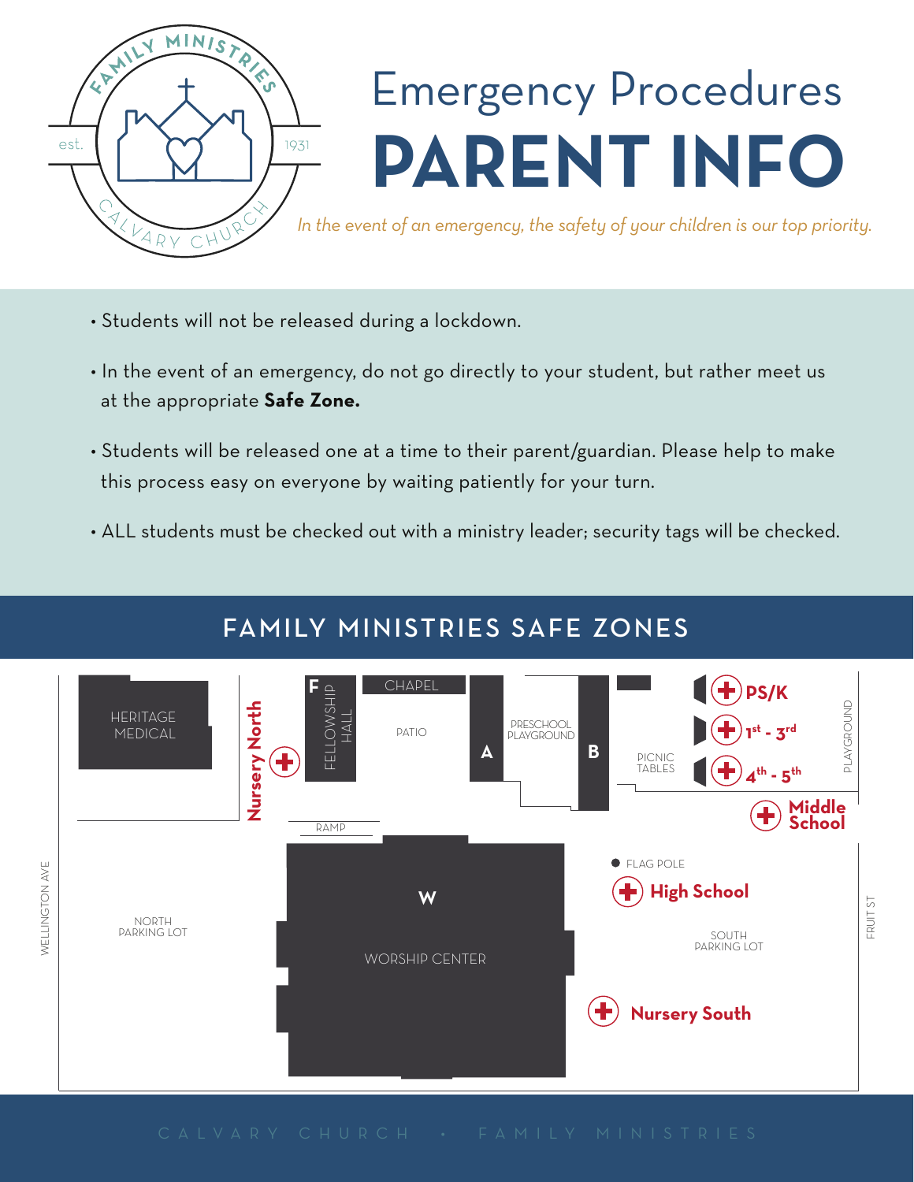# Emergency Procedures

# PARENT INFO

*In the event of an emergency, the safety of your children is our top priority.*

- Students will not be released during a lockdown.
- In the event of an emergency, do not go directly to your student, but rather meet us at the appropriate **Safe Zone.**
- Students will be released one at a time to their parent/guardian. Please help to make this process easy on everyone by waiting patiently for your turn.
- ALL students must be checked out with a ministry leader; security tags will be checked.

## FAMILY MINISTRIES SAFE ZONES

HERITAGE MEDICAL

**Nursery North**

F FELLOWSHIP HALL

CHAPEL

PATIO

A

PRESCHOOL PLAYGROUND

B

PICNIC TABLES

**PS/K**

**1st - 3rd**

**4th - 5th**

PLAYGROUND

**Middle School**

RAMP

FLAG POLE

**High School**

W

WORSHIP CENTER

NORTH PARKING LOT

SOUTH PARKING LOT

**Nursery South**

WELLINGTON AVE

FRUIT ST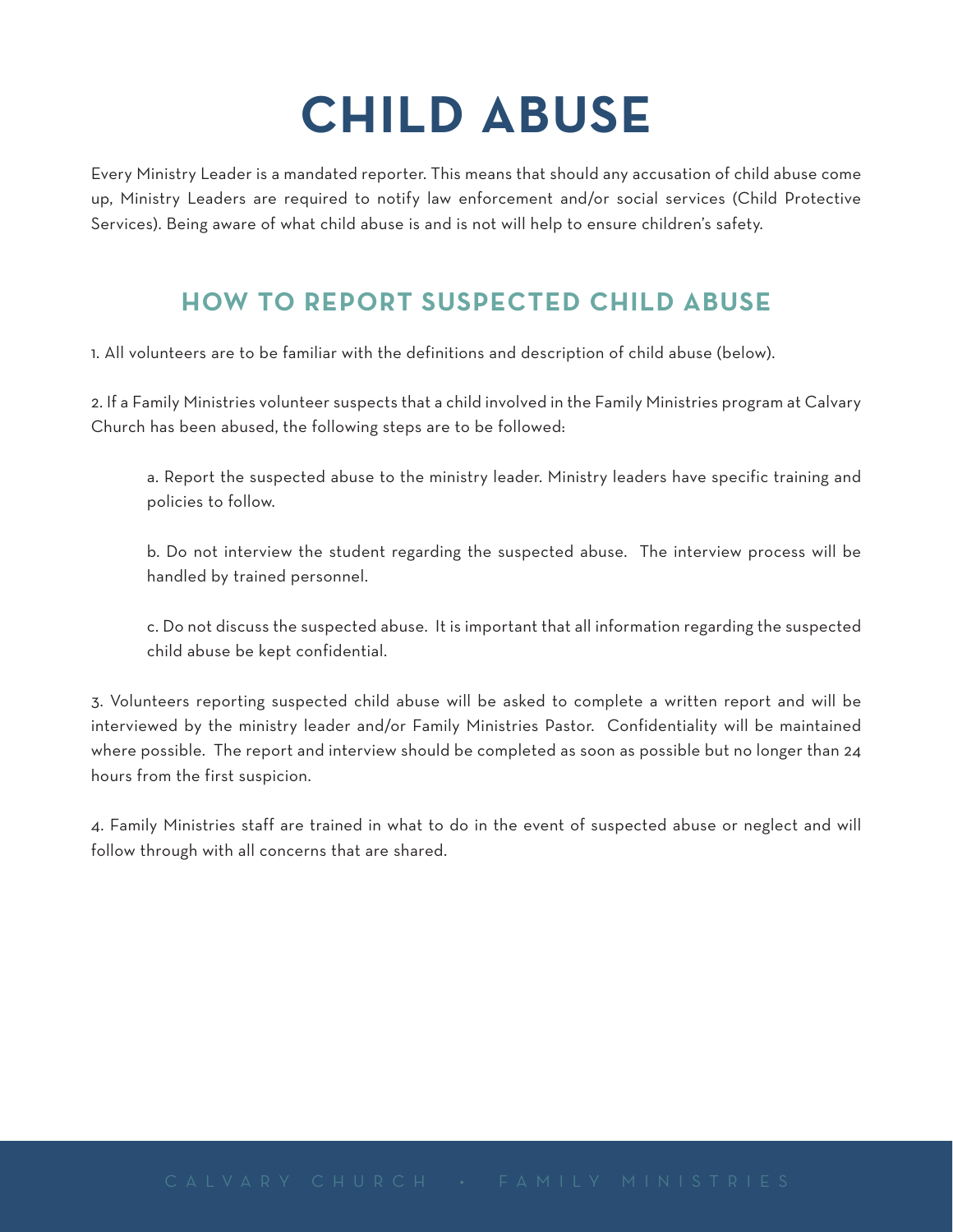# CHILD ABUSE

Every Ministry Leader is a mandated reporter. This means that should any accusation of child abuse come up, Ministry Leaders are required to notify law enforcement and/or social services (Child Protective Services). Being aware of what child abuse is and is not will help to ensure children's safety.

## HOW TO REPORT SUSPECTED CHILD ABUSE

1. All volunteers are to be familiar with the definitions and description of child abuse (below).

2. If a Family Ministries volunteer suspects that a child involved in the Family Ministries program at Calvary Church has been abused, the following steps are to be followed:

   a. Report the suspected abuse to the ministry leader. Ministry leaders have specific training and policies to follow.

   b. Do not interview the student regarding the suspected abuse. The interview process will be handled by trained personnel.

   c. Do not discuss the suspected abuse. It is important that all information regarding the suspected child abuse be kept confidential.

3. Volunteers reporting suspected child abuse will be asked to complete a written report and will be interviewed by the ministry leader and/or Family Ministries Pastor. Confidentiality will be maintained where possible. The report and interview should be completed as soon as possible but no longer than 24 hours from the first suspicion.

4. Family Ministries staff are trained in what to do in the event of suspected abuse or neglect and will follow through with all concerns that are shared.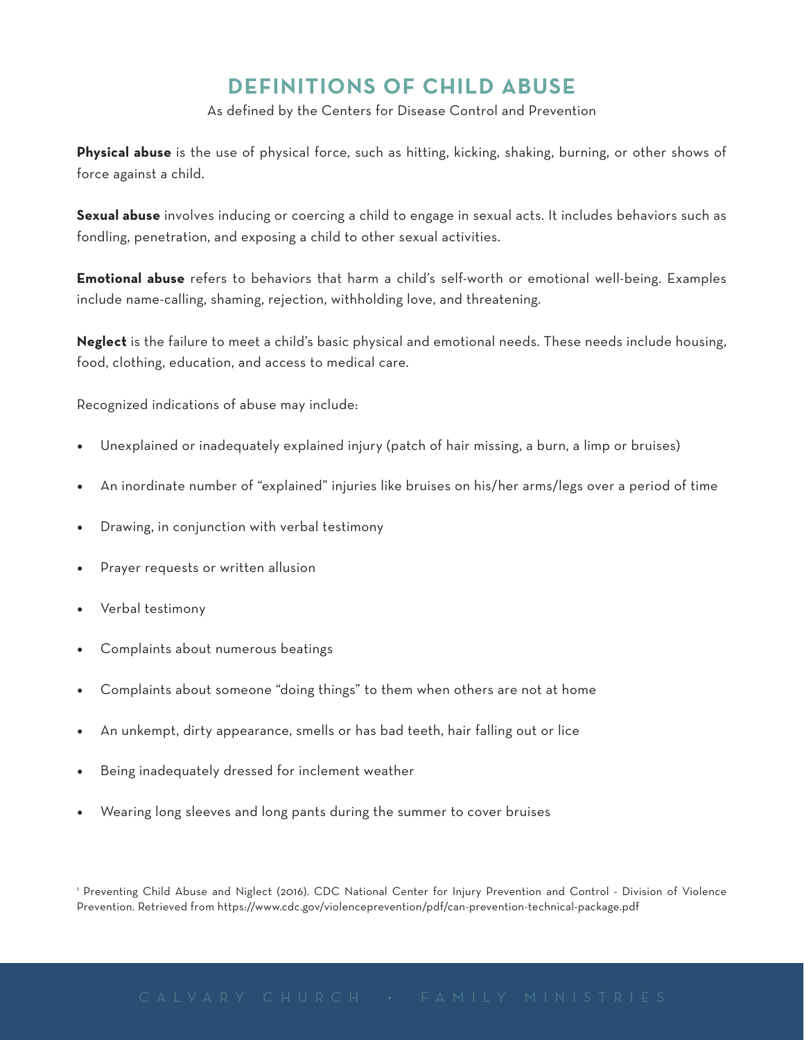# DEFINITIONS OF CHILD ABUSE

As defined by the Centers for Disease Control and Prevention

**Physical abuse** is the use of physical force, such as hitting, kicking, shaking, burning, or other shows of force against a child.

**Sexual abuse** involves inducing or coercing a child to engage in sexual acts. It includes behaviors such as fondling, penetration, and exposing a child to other sexual activities.

**Emotional abuse** refers to behaviors that harm a child's self-worth or emotional well-being. Examples include name-calling, shaming, rejection, withholding love, and threatening.

**Neglect** is the failure to meet a child's basic physical and emotional needs. These needs include housing, food, clothing, education, and access to medical care.

Recognized indications of abuse may include:

- Unexplained or inadequately explained injury (patch of hair missing, a burn, a limp or bruises)
- An inordinate number of "explained" injuries like bruises on his/her arms/legs over a period of time
- Drawing, in conjunction with verbal testimony
- Prayer requests or written allusion
- Verbal testimony
- Complaints about numerous beatings
- Complaints about someone "doing things" to them when others are not at home
- An unkempt, dirty appearance, smells or has bad teeth, hair falling out or lice
- Being inadequately dressed for inclement weather
- Wearing long sleeves and long pants during the summer to cover bruises

[1] Preventing Child Abuse and Niglect (2016). CDC National Center for Injury Prevention and Control - Division of Violence Prevention. Retrieved from https://www.cdc.gov/violenceprevention/pdf/can-prevention-technical-package.pdf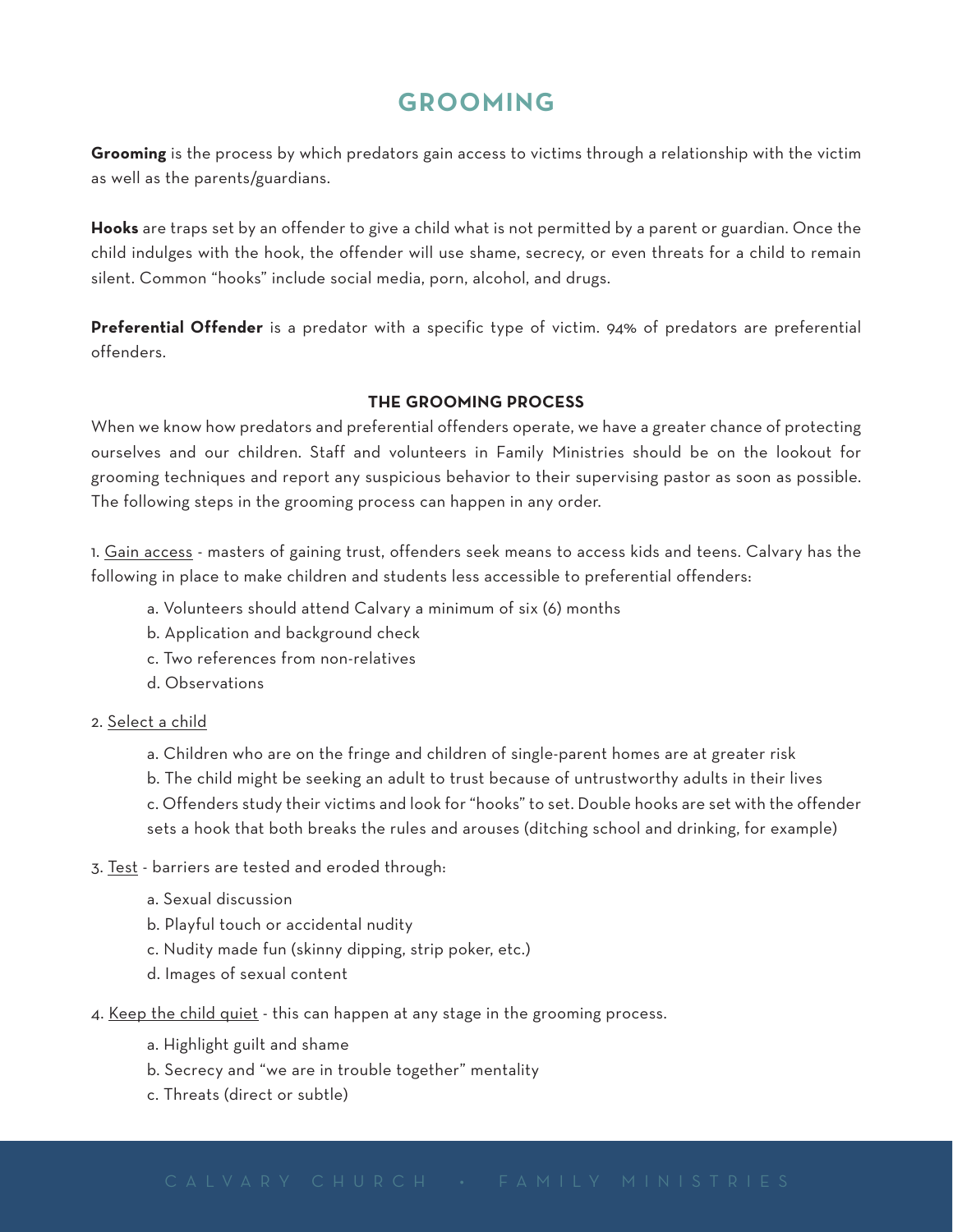# GROOMING

**Grooming** is the process by which predators gain access to victims through a relationship with the victim as well as the parents/guardians.

**Hooks** are traps set by an offender to give a child what is not permitted by a parent or guardian. Once the child indulges with the hook, the offender will use shame, secrecy, or even threats for a child to remain silent. Common "hooks" include social media, porn, alcohol, and drugs.

**Preferential Offender** is a predator with a specific type of victim. 94% of predators are preferential offenders.

## THE GROOMING PROCESS

When we know how predators and preferential offenders operate, we have a greater chance of protecting ourselves and our children. Staff and volunteers in Family Ministries should be on the lookout for grooming techniques and report any suspicious behavior to their supervising pastor as soon as possible. The following steps in the grooming process can happen in any order.

1. Gain access - masters of gaining trust, offenders seek means to access kids and teens. Calvary has the following in place to make children and students less accessible to preferential offenders:

   a. Volunteers should attend Calvary a minimum of six (6) months
   
   b. Application and background check
   
   c. Two references from non-relatives
   
   d. Observations

2. Select a child

   a. Children who are on the fringe and children of single-parent homes are at greater risk
   
   b. The child might be seeking an adult to trust because of untrustworthy adults in their lives
   
   c. Offenders study their victims and look for "hooks" to set. Double hooks are set with the offender sets a hook that both breaks the rules and arouses (ditching school and drinking, for example)

3. Test - barriers are tested and eroded through:

   a. Sexual discussion
   
   b. Playful touch or accidental nudity
   
   c. Nudity made fun (skinny dipping, strip poker, etc.)
   
   d. Images of sexual content

4. Keep the child quiet - this can happen at any stage in the grooming process.

   a. Highlight guilt and shame
   
   b. Secrecy and "we are in trouble together" mentality
   
   c. Threats (direct or subtle)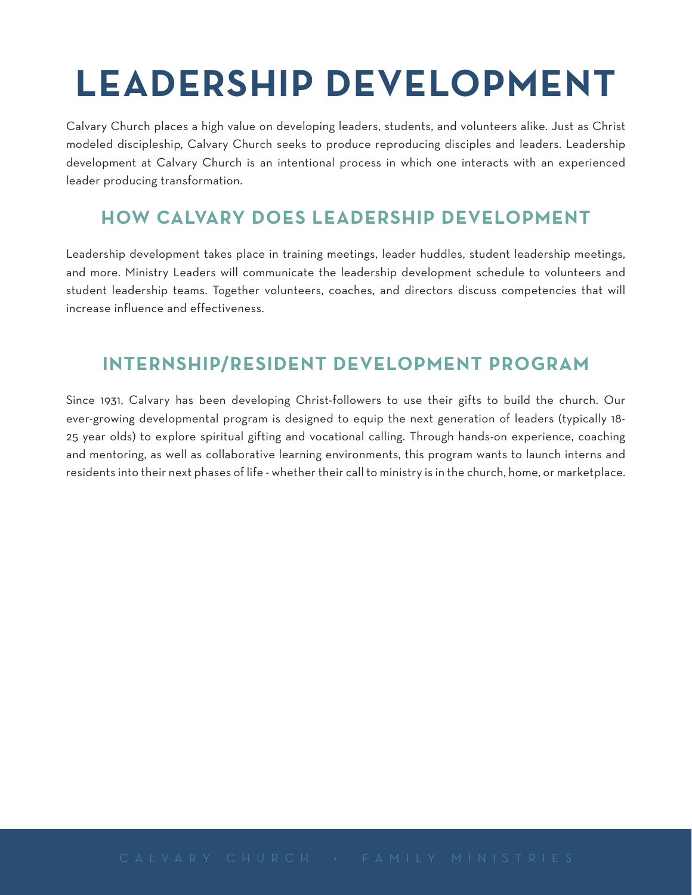# LEADERSHIP DEVELOPMENT

Calvary Church places a high value on developing leaders, students, and volunteers alike. Just as Christ modeled discipleship, Calvary Church seeks to produce reproducing disciples and leaders. Leadership development at Calvary Church is an intentional process in which one interacts with an experienced leader producing transformation.

## HOW CALVARY DOES LEADERSHIP DEVELOPMENT

Leadership development takes place in training meetings, leader huddles, student leadership meetings, and more. Ministry Leaders will communicate the leadership development schedule to volunteers and student leadership teams. Together volunteers, coaches, and directors discuss competencies that will increase influence and effectiveness.

## INTERNSHIP/RESIDENT DEVELOPMENT PROGRAM

Since 1931, Calvary has been developing Christ-followers to use their gifts to build the church. Our ever-growing developmental program is designed to equip the next generation of leaders (typically 18-25 year olds) to explore spiritual gifting and vocational calling. Through hands-on experience, coaching and mentoring, as well as collaborative learning environments, this program wants to launch interns and residents into their next phases of life - whether their call to ministry is in the church, home, or marketplace.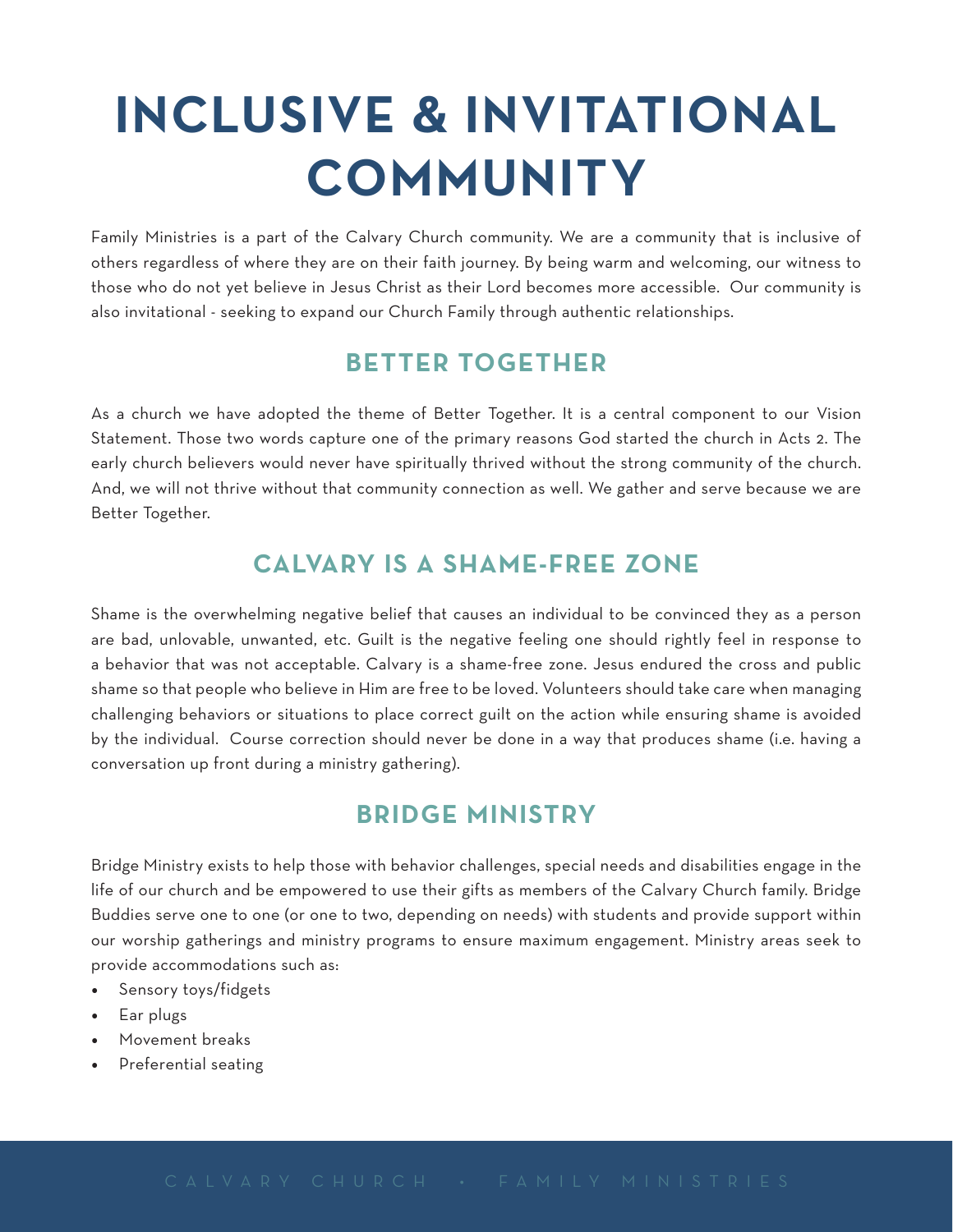# INCLUSIVE & INVITATIONAL COMMUNITY

Family Ministries is a part of the Calvary Church community. We are a community that is inclusive of others regardless of where they are on their faith journey. By being warm and welcoming, our witness to those who do not yet believe in Jesus Christ as their Lord becomes more accessible. Our community is also invitational - seeking to expand our Church Family through authentic relationships.

## BETTER TOGETHER

As a church we have adopted the theme of Better Together. It is a central component to our Vision Statement. Those two words capture one of the primary reasons God started the church in Acts 2. The early church believers would never have spiritually thrived without the strong community of the church. And, we will not thrive without that community connection as well. We gather and serve because we are Better Together.

## CALVARY IS A SHAME-FREE ZONE

Shame is the overwhelming negative belief that causes an individual to be convinced they as a person are bad, unlovable, unwanted, etc. Guilt is the negative feeling one should rightly feel in response to a behavior that was not acceptable. Calvary is a shame-free zone. Jesus endured the cross and public shame so that people who believe in Him are free to be loved. Volunteers should take care when managing challenging behaviors or situations to place correct guilt on the action while ensuring shame is avoided by the individual. Course correction should never be done in a way that produces shame (i.e. having a conversation up front during a ministry gathering).

## BRIDGE MINISTRY

Bridge Ministry exists to help those with behavior challenges, special needs and disabilities engage in the life of our church and be empowered to use their gifts as members of the Calvary Church family. Bridge Buddies serve one to one (or one to two, depending on needs) with students and provide support within our worship gatherings and ministry programs to ensure maximum engagement. Ministry areas seek to provide accommodations such as:

- Sensory toys/fidgets
- Ear plugs
- Movement breaks
- Preferential seating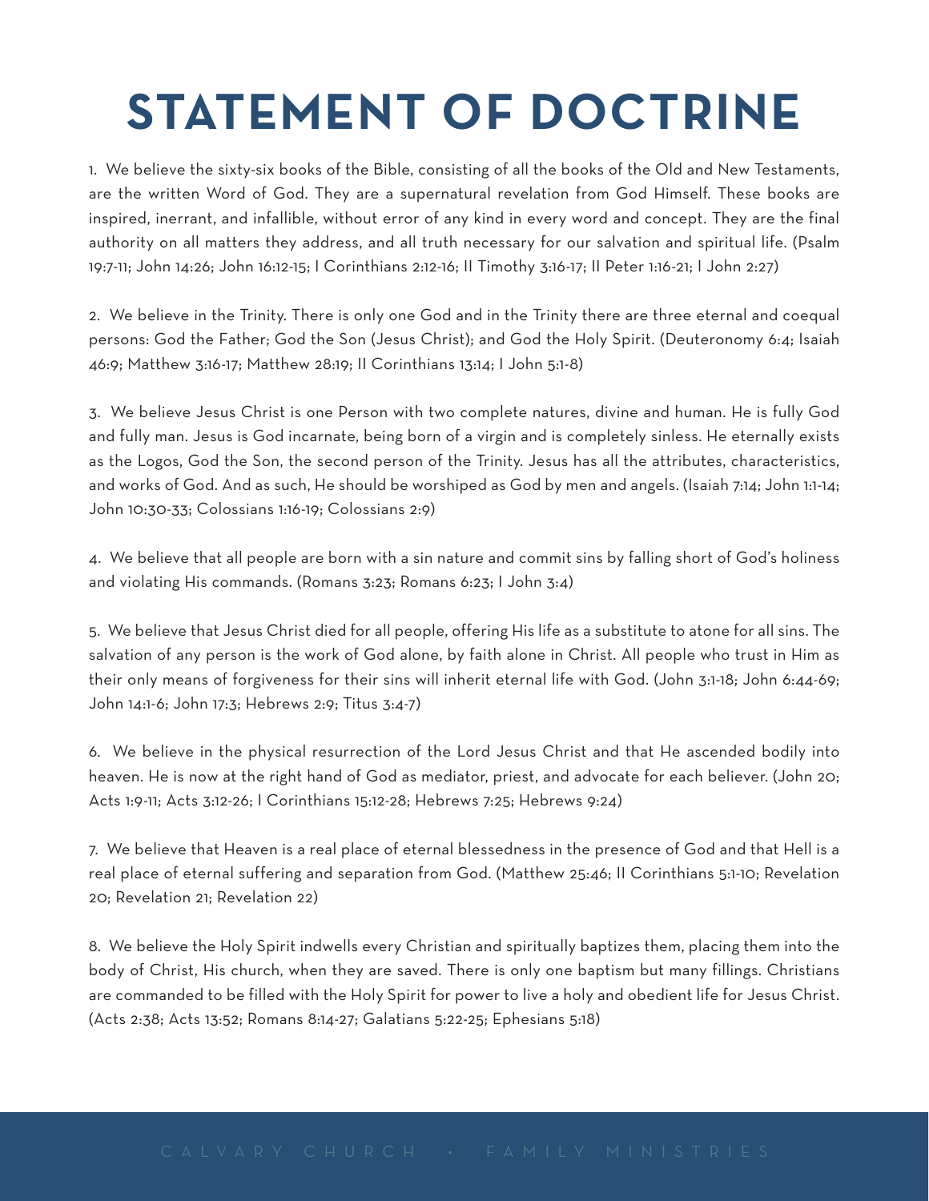# STATEMENT OF DOCTRINE

1. We believe the sixty-six books of the Bible, consisting of all the books of the Old and New Testaments, are the written Word of God. They are a supernatural revelation from God Himself. These books are inspired, inerrant, and infallible, without error of any kind in every word and concept. They are the final authority on all matters they address, and all truth necessary for our salvation and spiritual life. (Psalm 19:7-11; John 14:26; John 16:12-15; I Corinthians 2:12-16; II Timothy 3:16-17; II Peter 1:16-21; I John 2:27)

2. We believe in the Trinity. There is only one God and in the Trinity there are three eternal and coequal persons: God the Father; God the Son (Jesus Christ); and God the Holy Spirit. (Deuteronomy 6:4; Isaiah 46:9; Matthew 3:16-17; Matthew 28:19; II Corinthians 13:14; I John 5:1-8)

3. We believe Jesus Christ is one Person with two complete natures, divine and human. He is fully God and fully man. Jesus is God incarnate, being born of a virgin and is completely sinless. He eternally exists as the Logos, God the Son, the second person of the Trinity. Jesus has all the attributes, characteristics, and works of God. And as such, He should be worshiped as God by men and angels. (Isaiah 7:14; John 1:1-14; John 10:30-33; Colossians 1:16-19; Colossians 2:9)

4. We believe that all people are born with a sin nature and commit sins by falling short of God's holiness and violating His commands. (Romans 3:23; Romans 6:23; I John 3:4)

5. We believe that Jesus Christ died for all people, offering His life as a substitute to atone for all sins. The salvation of any person is the work of God alone, by faith alone in Christ. All people who trust in Him as their only means of forgiveness for their sins will inherit eternal life with God. (John 3:1-18; John 6:44-69; John 14:1-6; John 17:3; Hebrews 2:9; Titus 3:4-7)

6. We believe in the physical resurrection of the Lord Jesus Christ and that He ascended bodily into heaven. He is now at the right hand of God as mediator, priest, and advocate for each believer. (John 20; Acts 1:9-11; Acts 3:12-26; I Corinthians 15:12-28; Hebrews 7:25; Hebrews 9:24)

7. We believe that Heaven is a real place of eternal blessedness in the presence of God and that Hell is a real place of eternal suffering and separation from God. (Matthew 25:46; II Corinthians 5:1-10; Revelation 20; Revelation 21; Revelation 22)

8. We believe the Holy Spirit indwells every Christian and spiritually baptizes them, placing them into the body of Christ, His church, when they are saved. There is only one baptism but many fillings. Christians are commanded to be filled with the Holy Spirit for power to live a holy and obedient life for Jesus Christ. (Acts 2:38; Acts 13:52; Romans 8:14-27; Galatians 5:22-25; Ephesians 5:18)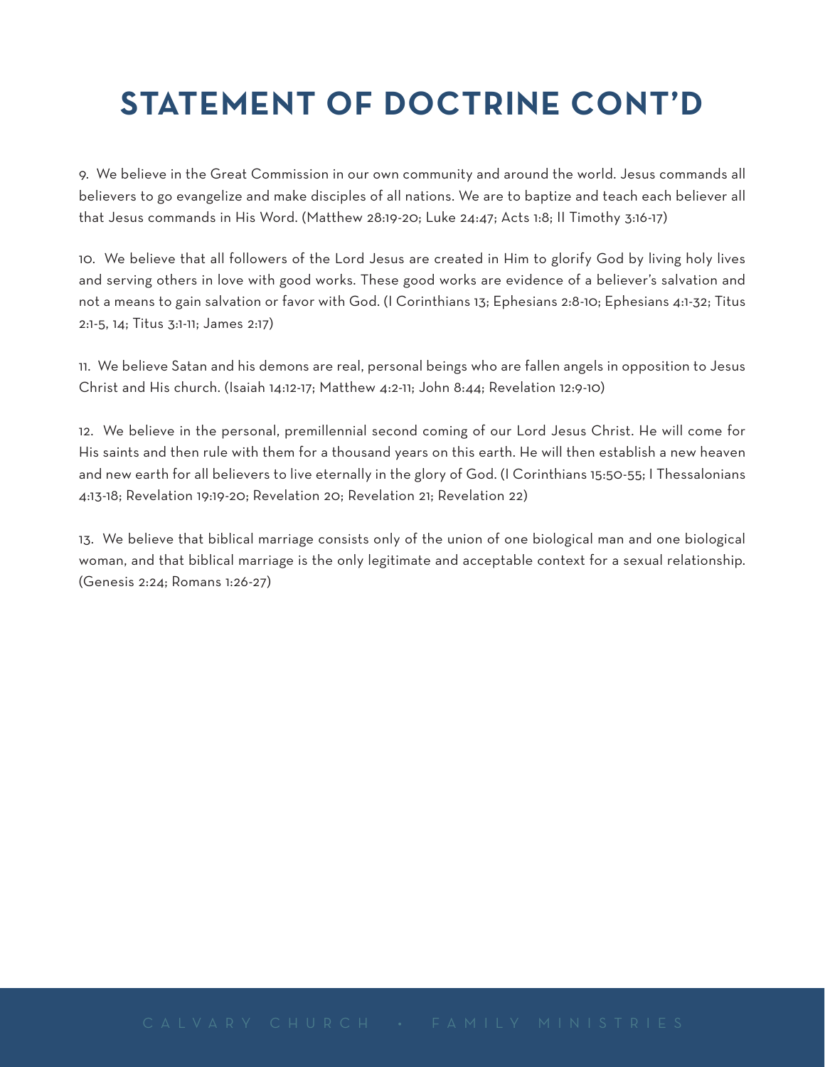# STATEMENT OF DOCTRINE CONT'D

9. We believe in the Great Commission in our own community and around the world. Jesus commands all believers to go evangelize and make disciples of all nations. We are to baptize and teach each believer all that Jesus commands in His Word. (Matthew 28:19-20; Luke 24:47; Acts 1:8; II Timothy 3:16-17)

10. We believe that all followers of the Lord Jesus are created in Him to glorify God by living holy lives and serving others in love with good works. These good works are evidence of a believer's salvation and not a means to gain salvation or favor with God. (I Corinthians 13; Ephesians 2:8-10; Ephesians 4:1-32; Titus 2:1-5, 14; Titus 3:1-11; James 2:17)

11. We believe Satan and his demons are real, personal beings who are fallen angels in opposition to Jesus Christ and His church. (Isaiah 14:12-17; Matthew 4:2-11; John 8:44; Revelation 12:9-10)

12. We believe in the personal, premillennial second coming of our Lord Jesus Christ. He will come for His saints and then rule with them for a thousand years on this earth. He will then establish a new heaven and new earth for all believers to live eternally in the glory of God. (I Corinthians 15:50-55; I Thessalonians 4:13-18; Revelation 19:19-20; Revelation 20; Revelation 21; Revelation 22)

13. We believe that biblical marriage consists only of the union of one biological man and one biological woman, and that biblical marriage is the only legitimate and acceptable context for a sexual relationship. (Genesis 2:24; Romans 1:26-27)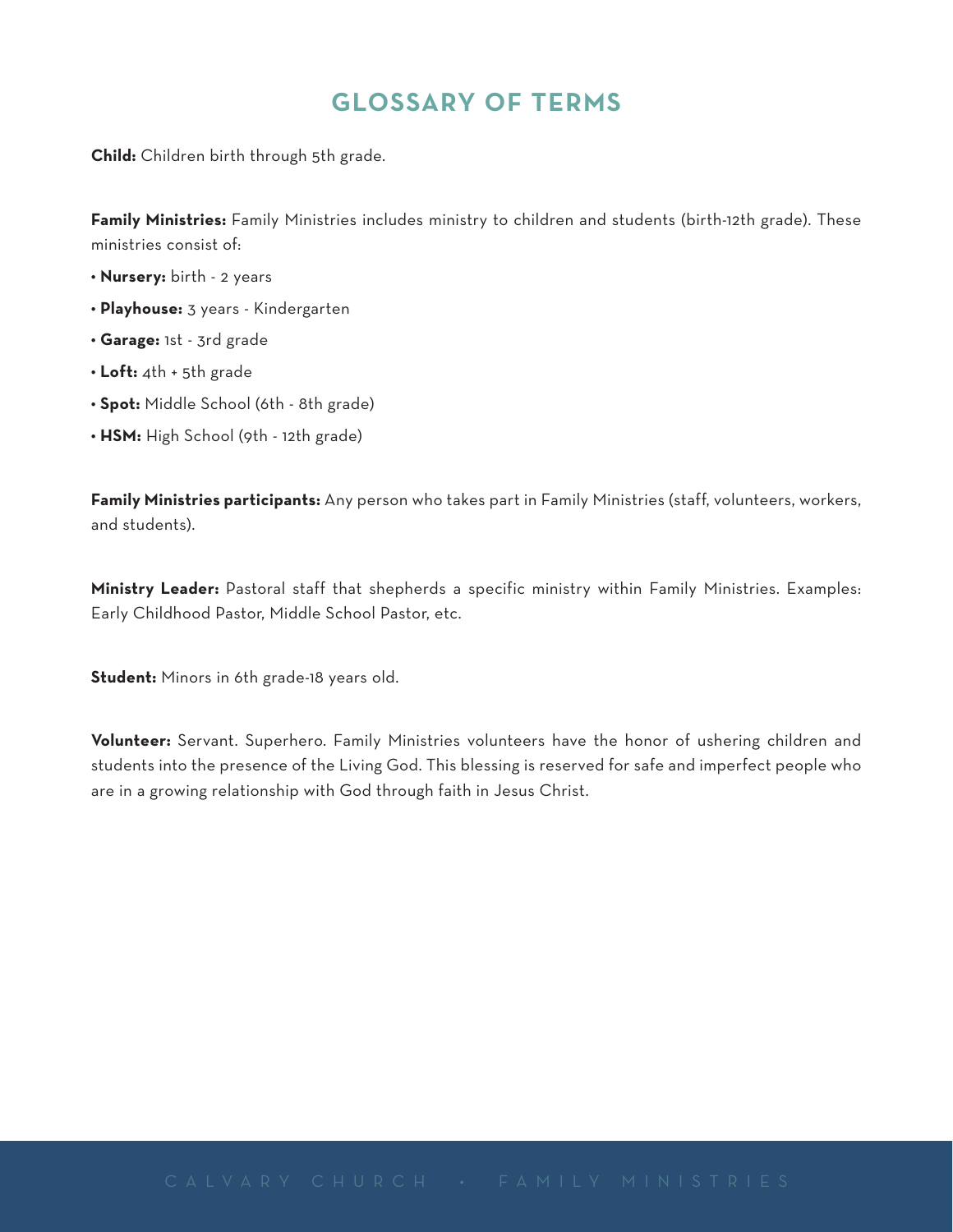# GLOSSARY OF TERMS

**Child:** Children birth through 5th grade.

**Family Ministries:** Family Ministries includes ministry to children and students (birth-12th grade). These ministries consist of:

- **Nursery:** birth - 2 years
- **Playhouse:** 3 years - Kindergarten
- **Garage:** 1st - 3rd grade
- **Loft:** 4th + 5th grade
- **Spot:** Middle School (6th - 8th grade)
- **HSM:** High School (9th - 12th grade)

**Family Ministries participants:** Any person who takes part in Family Ministries (staff, volunteers, workers, and students).

**Ministry Leader:** Pastoral staff that shepherds a specific ministry within Family Ministries. Examples: Early Childhood Pastor, Middle School Pastor, etc.

**Student:** Minors in 6th grade-18 years old.

**Volunteer:** Servant. Superhero. Family Ministries volunteers have the honor of ushering children and students into the presence of the Living God. This blessing is reserved for safe and imperfect people who are in a growing relationship with God through faith in Jesus Christ.